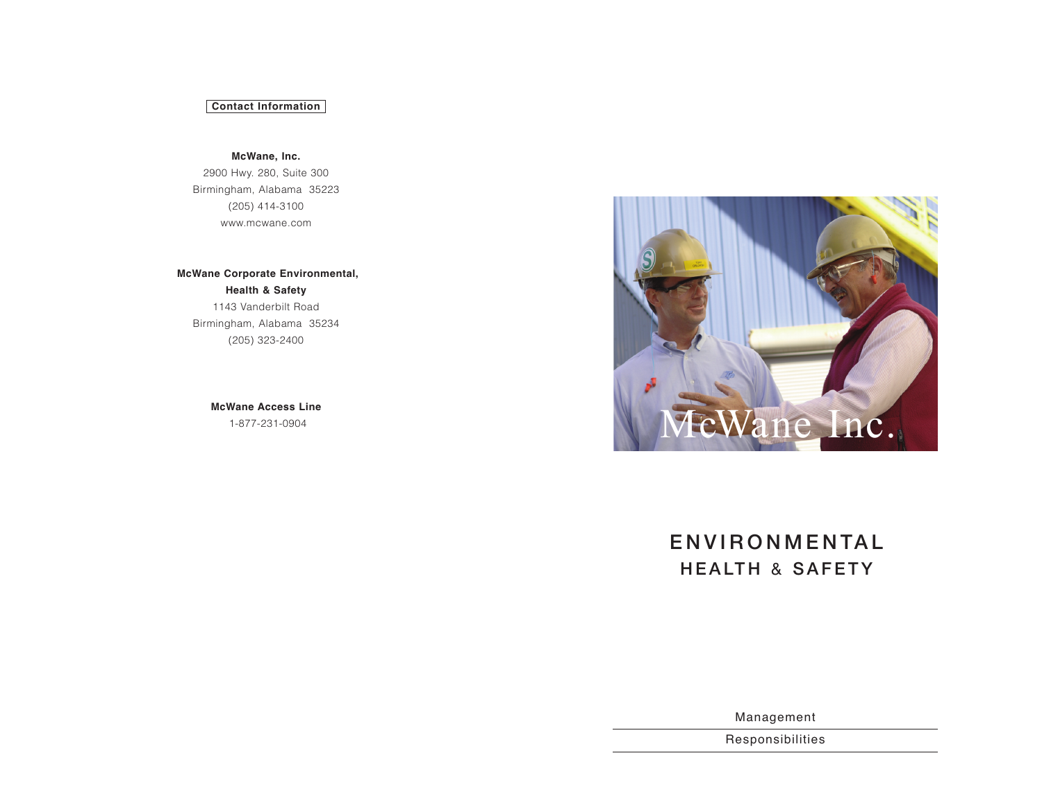**Contact Information**

**McWane, Inc.**
2900 Hwy. 280, Suite 300
Birmingham, Alabama 35223
(205) 414-3100
www.mcwane.com

**McWane Corporate Environmental, Health & Safety**
1143 Vanderbilt Road
Birmingham, Alabama 35234
(205) 323-2400

**McWane Access Line**
1-877-231-0904

McWane Inc.

# ENVIRONMENTAL HEALTH & SAFETY

Management
Responsibilities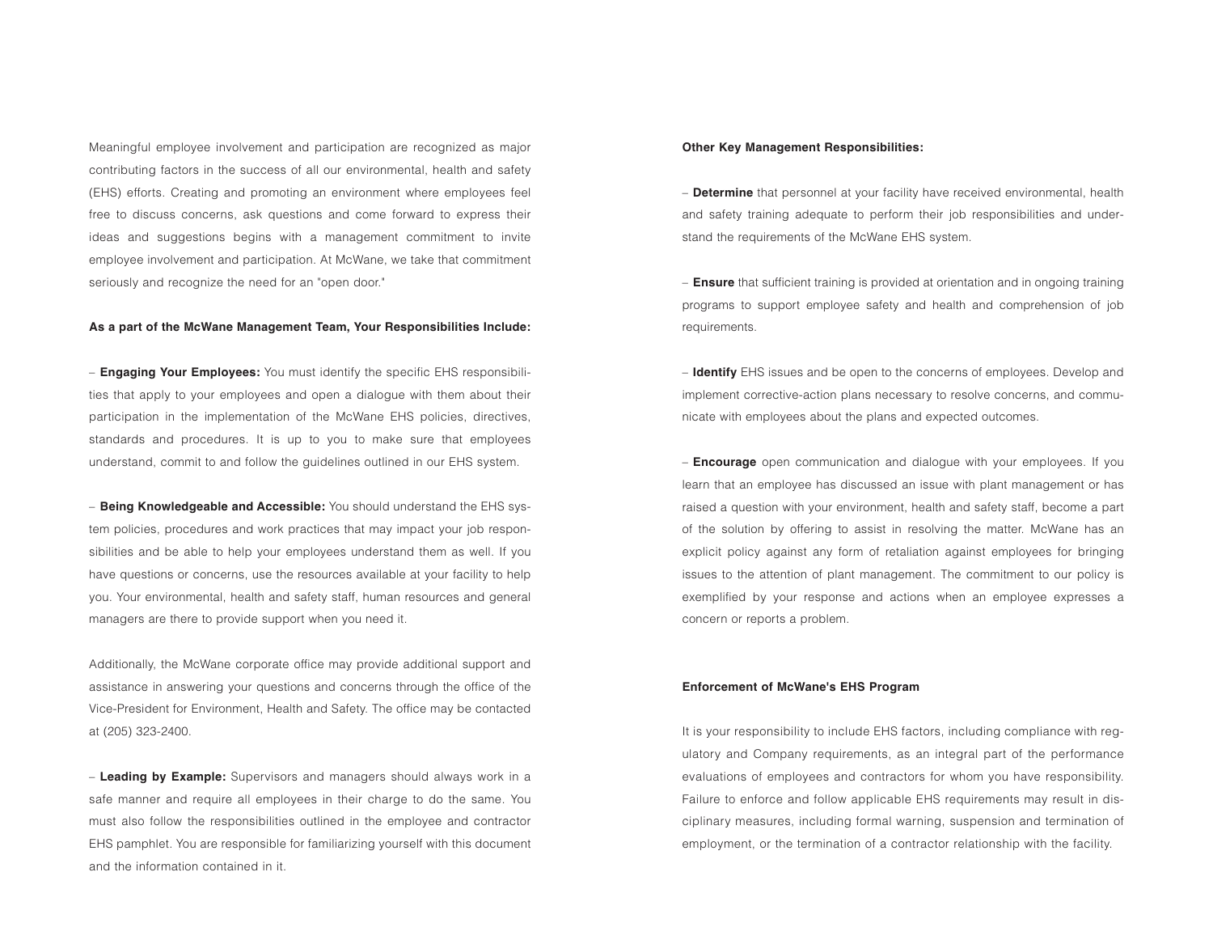Meaningful employee involvement and participation are recognized as major contributing factors in the success of all our environmental, health and safety (EHS) efforts. Creating and promoting an environment where employees feel free to discuss concerns, ask questions and come forward to express their ideas and suggestions begins with a management commitment to invite employee involvement and participation. At McWane, we take that commitment seriously and recognize the need for an "open door."

**As a part of the McWane Management Team, Your Responsibilities Include:**

– **Engaging Your Employees:** You must identify the specific EHS responsibilities that apply to your employees and open a dialogue with them about their participation in the implementation of the McWane EHS policies, directives, standards and procedures. It is up to you to make sure that employees understand, commit to and follow the guidelines outlined in our EHS system.

– **Being Knowledgeable and Accessible:** You should understand the EHS system policies, procedures and work practices that may impact your job responsibilities and be able to help your employees understand them as well. If you have questions or concerns, use the resources available at your facility to help you. Your environmental, health and safety staff, human resources and general managers are there to provide support when you need it.

Additionally, the McWane corporate office may provide additional support and assistance in answering your questions and concerns through the office of the Vice-President for Environment, Health and Safety. The office may be contacted at (205) 323-2400.

– **Leading by Example:** Supervisors and managers should always work in a safe manner and require all employees in their charge to do the same. You must also follow the responsibilities outlined in the employee and contractor EHS pamphlet. You are responsible for familiarizing yourself with this document and the information contained in it.

**Other Key Management Responsibilities:**

– **Determine** that personnel at your facility have received environmental, health and safety training adequate to perform their job responsibilities and understand the requirements of the McWane EHS system.

– **Ensure** that sufficient training is provided at orientation and in ongoing training programs to support employee safety and health and comprehension of job requirements.

– **Identify** EHS issues and be open to the concerns of employees. Develop and implement corrective-action plans necessary to resolve concerns, and communicate with employees about the plans and expected outcomes.

– **Encourage** open communication and dialogue with your employees. If you learn that an employee has discussed an issue with plant management or has raised a question with your environment, health and safety staff, become a part of the solution by offering to assist in resolving the matter. McWane has an explicit policy against any form of retaliation against employees for bringing issues to the attention of plant management. The commitment to our policy is exemplified by your response and actions when an employee expresses a concern or reports a problem.

**Enforcement of McWane's EHS Program**

It is your responsibility to include EHS factors, including compliance with regulatory and Company requirements, as an integral part of the performance evaluations of employees and contractors for whom you have responsibility. Failure to enforce and follow applicable EHS requirements may result in disciplinary measures, including formal warning, suspension and termination of employment, or the termination of a contractor relationship with the facility.